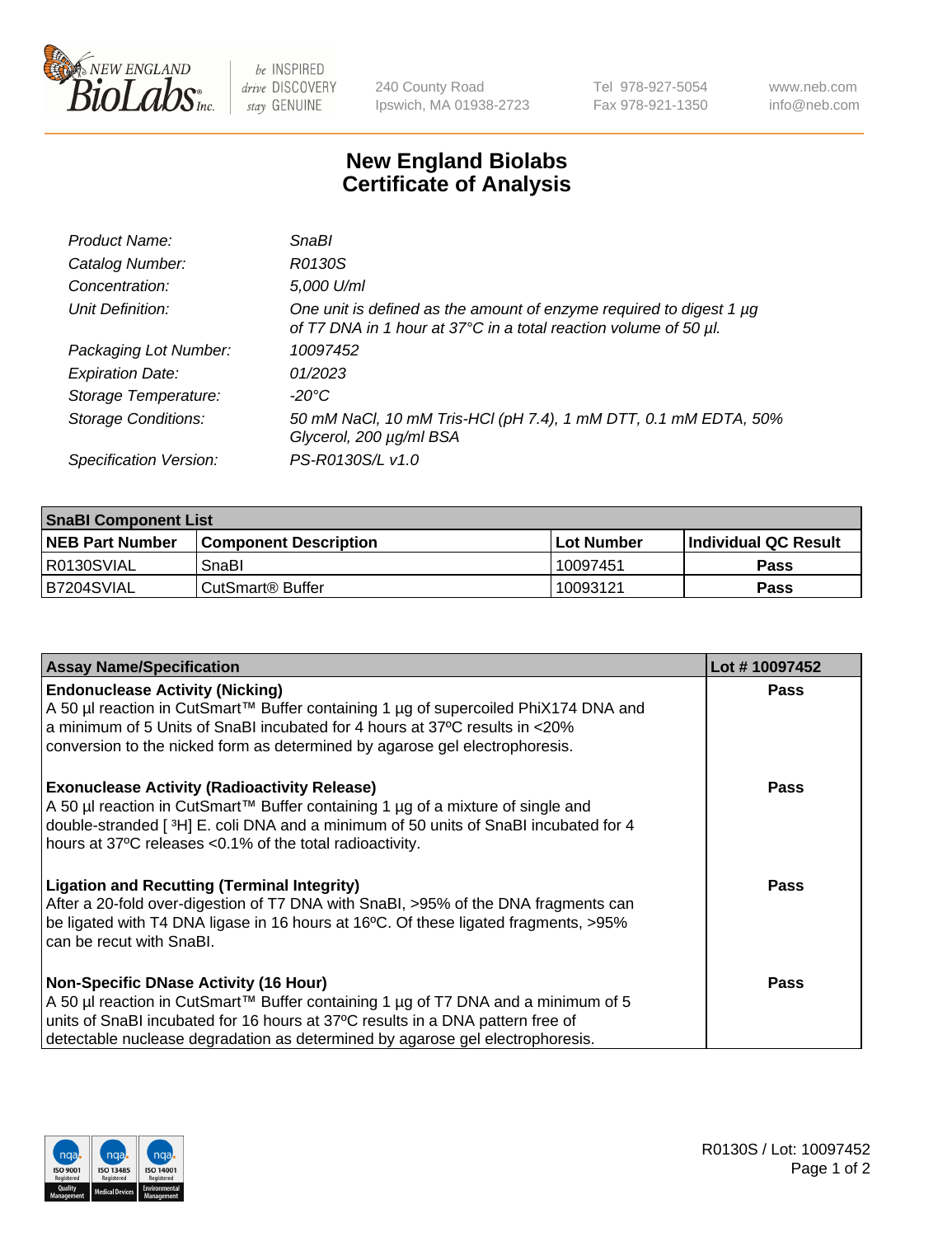240 County Road
Ipswich, MA 01938-2723

Tel 978-927-5054
Fax 978-921-1350

www.neb.com
info@neb.com

# New England Biolabs
# Certificate of Analysis

| | |
|---|---|
| *Product Name:* | *SnaBI* |
| *Catalog Number:* | *R0130S* |
| *Concentration:* | *5,000 U/ml* |
| *Unit Definition:* | *One unit is defined as the amount of enzyme required to digest 1 µg of T7 DNA in 1 hour at 37°C in a total reaction volume of 50 µl.* |
| *Packaging Lot Number:* | *10097452* |
| *Expiration Date:* | *01/2023* |
| *Storage Temperature:* | *-20°C* |
| *Storage Conditions:* | *50 mM NaCl, 10 mM Tris-HCl (pH 7.4), 1 mM DTT, 0.1 mM EDTA, 50% Glycerol, 200 µg/ml BSA* |
| *Specification Version:* | *PS-R0130S/L v1.0* |

| **SnaBI Component List** | | | |
|---|---|---|---|
| **NEB Part Number** | **Component Description** | **Lot Number** | **Individual QC Result** |
| R0130SVIAL | SnaBI | 10097451 | **Pass** |
| B7204SVIAL | CutSmart® Buffer | 10093121 | **Pass** |

| Assay Name/Specification | Lot # 10097452 |
|---|---|
| **Endonuclease Activity (Nicking)**<br>A 50 µl reaction in CutSmart™ Buffer containing 1 µg of supercoiled PhiX174 DNA and a minimum of 5 Units of SnaBI incubated for 4 hours at 37ºC results in <20% conversion to the nicked form as determined by agarose gel electrophoresis. | **Pass** |
| **Exonuclease Activity (Radioactivity Release)**<br>A 50 µl reaction in CutSmart™ Buffer containing 1 µg of a mixture of single and double-stranded [ $^3$H] E. coli DNA and a minimum of 50 units of SnaBI incubated for 4 hours at 37ºC releases <0.1% of the total radioactivity. | **Pass** |
| **Ligation and Recutting (Terminal Integrity)**<br>After a 20-fold over-digestion of T7 DNA with SnaBI, >95% of the DNA fragments can be ligated with T4 DNA ligase in 16 hours at 16ºC. Of these ligated fragments, >95% can be recut with SnaBI. | **Pass** |
| **Non-Specific DNase Activity (16 Hour)**<br>A 50 µl reaction in CutSmart™ Buffer containing 1 µg of T7 DNA and a minimum of 5 units of SnaBI incubated for 16 hours at 37ºC results in a DNA pattern free of detectable nuclease degradation as determined by agarose gel electrophoresis. | **Pass** |

R0130S / Lot: 10097452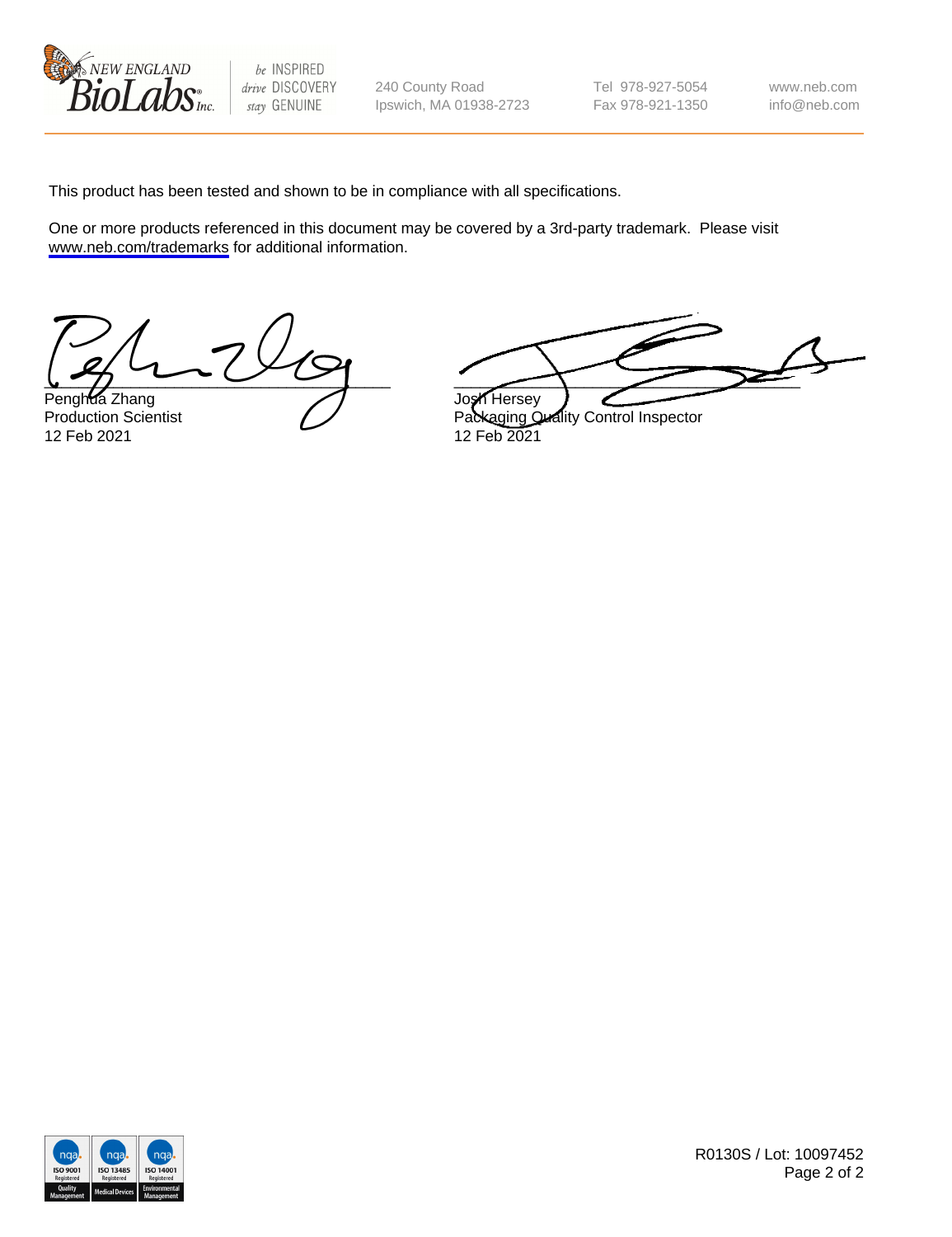This product has been tested and shown to be in compliance with all specifications.

One or more products referenced in this document may be covered by a 3rd-party trademark. Please visit www.neb.com/trademarks for additional information.

Penghua Zhang
Production Scientist
12 Feb 2021

Josh Hersey
Packaging Quality Control Inspector
12 Feb 2021

R0130S / Lot: 10097452